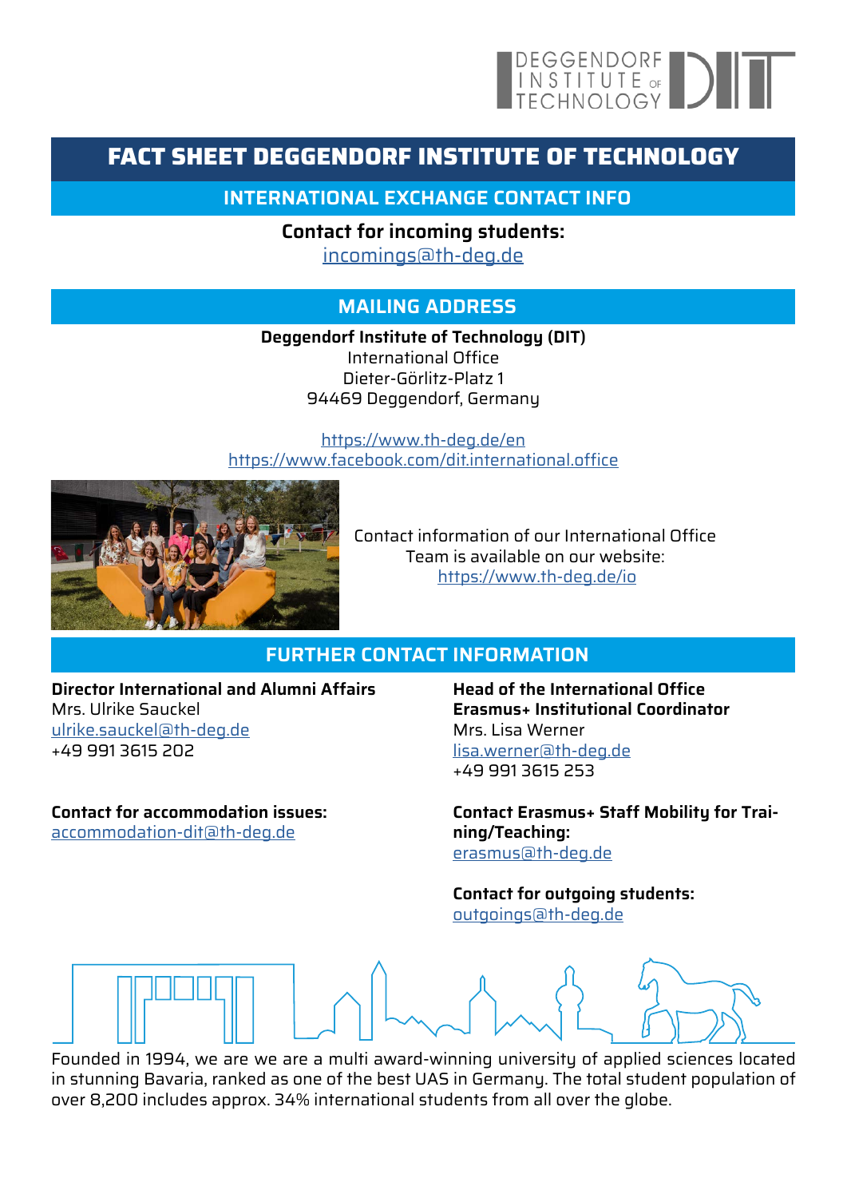# FACT SHEET DEGGENDORF INSTITUTE OF TECHNOLOGY

## INTERNATIONAL EXCHANGE CONTACT INFO

**Contact for incoming students:**
incomings@th-deg.de

## MAILING ADDRESS

**Deggendorf Institute of Technology (DIT)**
International Office
Dieter-Görlitz-Platz 1
94469 Deggendorf, Germany

https://www.th-deg.de/en
https://www.facebook.com/dit.international.office

Contact information of our International Office Team is available on our website:
https://www.th-deg.de/io

## FURTHER CONTACT INFORMATION

**Director International and Alumni Affairs**
Mrs. Ulrike Sauckel
ulrike.sauckel@th-deg.de
+49 991 3615 202

**Contact for accommodation issues:**
accommodation-dit@th-deg.de

**Head of the International Office**
**Erasmus+ Institutional Coordinator**
Mrs. Lisa Werner
lisa.werner@th-deg.de
+49 991 3615 253

**Contact Erasmus+ Staff Mobility for Training/Teaching:**
erasmus@th-deg.de

**Contact for outgoing students:**
outgoings@th-deg.de

Founded in 1994, we are we are a multi award-winning university of applied sciences located in stunning Bavaria, ranked as one of the best UAS in Germany. The total student population of over 8,200 includes approx. 34% international students from all over the globe.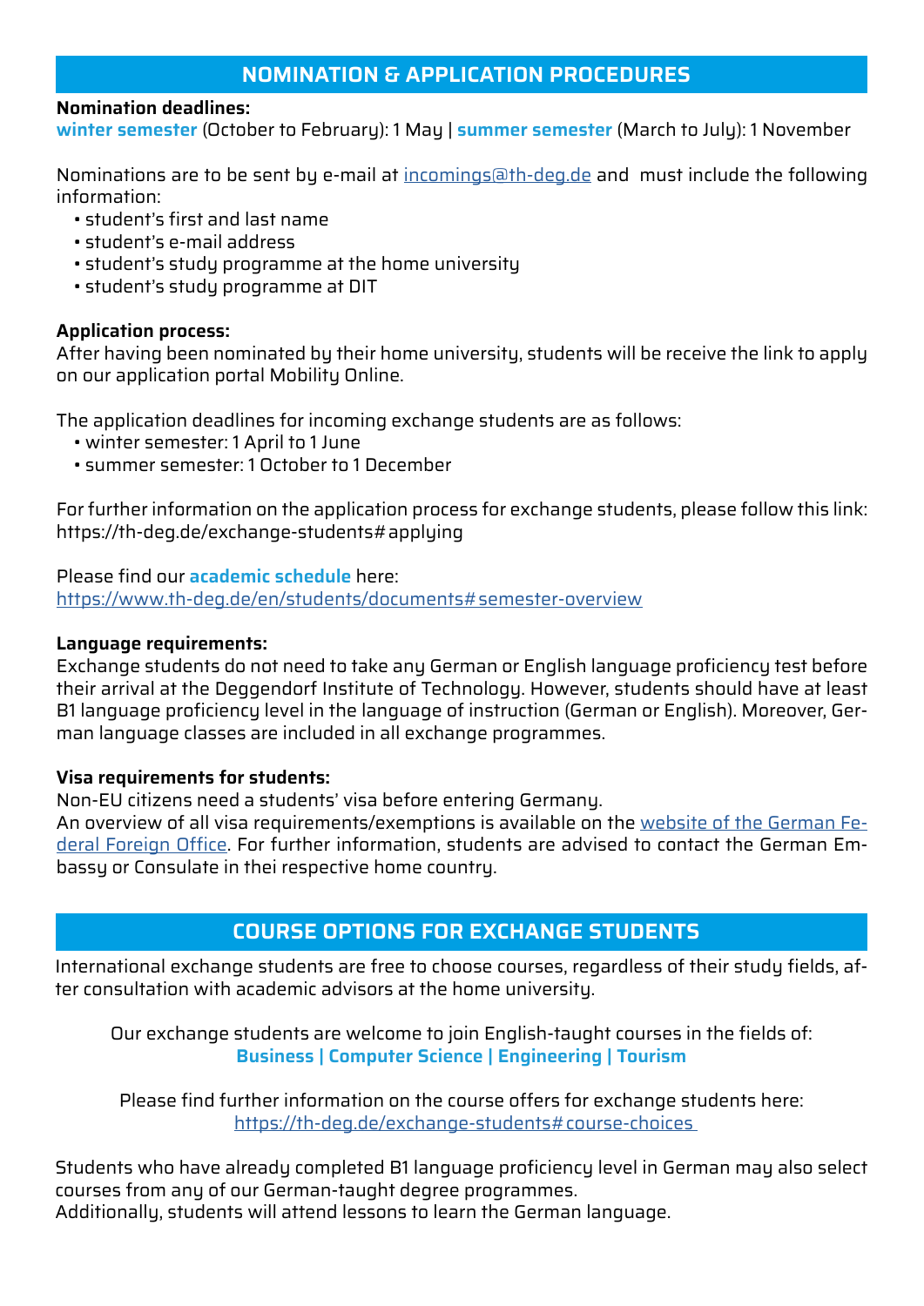## NOMINATION & APPLICATION PROCEDURES

**Nomination deadlines:**
**winter semester** (October to February): 1 May | **summer semester** (March to July): 1 November

Nominations are to be sent by e-mail at incomings@th-deg.de and must include the following information:

- student's first and last name
- student's e-mail address
- student's study programme at the home university
- student's study programme at DIT

**Application process:**
After having been nominated by their home university, students will be receive the link to apply on our application portal Mobility Online.

The application deadlines for incoming exchange students are as follows:

- winter semester: 1 April to 1 June
- summer semester: 1 October to 1 December

For further information on the application process for exchange students, please follow this link: https://th-deg.de/exchange-students#applying

Please find our **academic schedule** here:
https://www.th-deg.de/en/students/documents#semester-overview

**Language requirements:**
Exchange students do not need to take any German or English language proficiency test before their arrival at the Deggendorf Institute of Technology. However, students should have at least B1 language proficiency level in the language of instruction (German or English). Moreover, German language classes are included in all exchange programmes.

**Visa requirements for students:**
Non-EU citizens need a students' visa before entering Germany.
An overview of all visa requirements/exemptions is available on the website of the German Federal Foreign Office. For further information, students are advised to contact the German Embassy or Consulate in thei respective home country.

## COURSE OPTIONS FOR EXCHANGE STUDENTS

International exchange students are free to choose courses, regardless of their study fields, after consultation with academic advisors at the home university.

Our exchange students are welcome to join English-taught courses in the fields of:
**Business | Computer Science | Engineering | Tourism**

Please find further information on the course offers for exchange students here:
https://th-deg.de/exchange-students#course-choices

Students who have already completed B1 language proficiency level in German may also select courses from any of our German-taught degree programmes.
Additionally, students will attend lessons to learn the German language.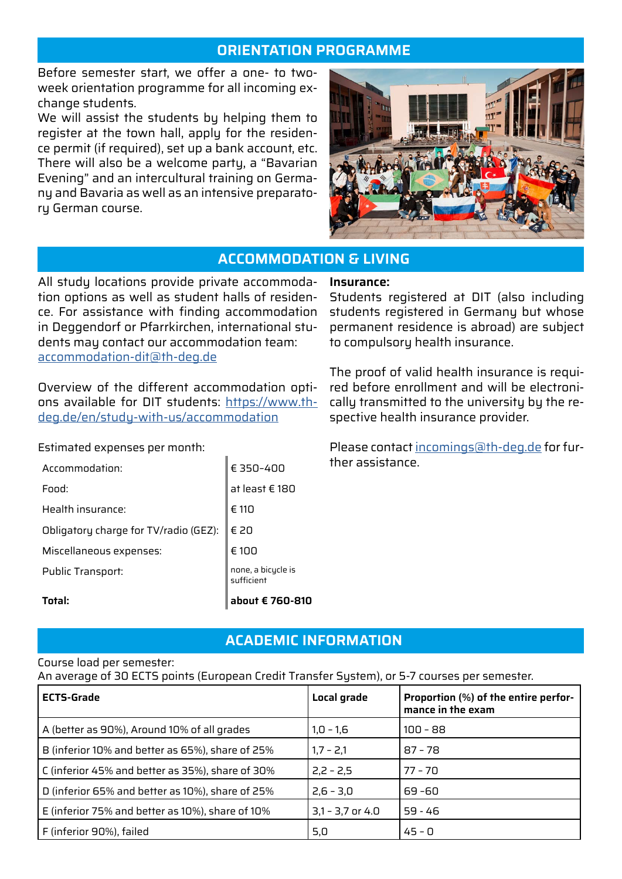## ORIENTATION PROGRAMME

Before semester start, we offer a one- to two-week orientation programme for all incoming exchange students.
We will assist the students by helping them to register at the town hall, apply for the residence permit (if required), set up a bank account, etc. There will also be a welcome party, a "Bavarian Evening" and an intercultural training on Germany and Bavaria as well as an intensive preparatory German course.

## ACCOMMODATION & LIVING

All study locations provide private accommodation options as well as student halls of residence. For assistance with finding accommodation in Deggendorf or Pfarrkirchen, international students may contact our accommodation team: accommodation-dit@th-deg.de

Overview of the different accommodation options available for DIT students: https://www.th-deg.de/en/study-with-us/accommodation

Estimated expenses per month:

| | |
|---|---|
| Accommodation: | € 350-400 |
| Food: | at least € 180 |
| Health insurance: | € 110 |
| Obligatory charge for TV/radio (GEZ): | € 20 |
| Miscellaneous expenses: | € 100 |
| Public Transport: | none, a bicycle is sufficient |
| **Total:** | **about € 760-810** |

**Insurance:**
Students registered at DIT (also including students registered in Germany but whose permanent residence is abroad) are subject to compulsory health insurance.

The proof of valid health insurance is required before enrollment and will be electronically transmitted to the university by the respective health insurance provider.

Please contact incomings@th-deg.de for further assistance.

## ACADEMIC INFORMATION

Course load per semester:
An average of 30 ECTS points (European Credit Transfer System), or 5-7 courses per semester.

| ECTS-Grade | Local grade | Proportion (%) of the entire performance in the exam |
|---|---|---|
| A (better as 90%), Around 10% of all grades | 1,0 - 1,6 | 100 - 88 |
| B (inferior 10% and better as 65%), share of 25% | 1,7 - 2,1 | 87 - 78 |
| C (inferior 45% and better as 35%), share of 30% | 2,2 - 2,5 | 77 - 70 |
| D (inferior 65% and better as 10%), share of 25% | 2,6 - 3,0 | 69 -60 |
| E (inferior 75% and better as 10%), share of 10% | 3,1 - 3,7 or 4.0 | 59 - 46 |
| F (inferior 90%), failed | 5,0 | 45 - 0 |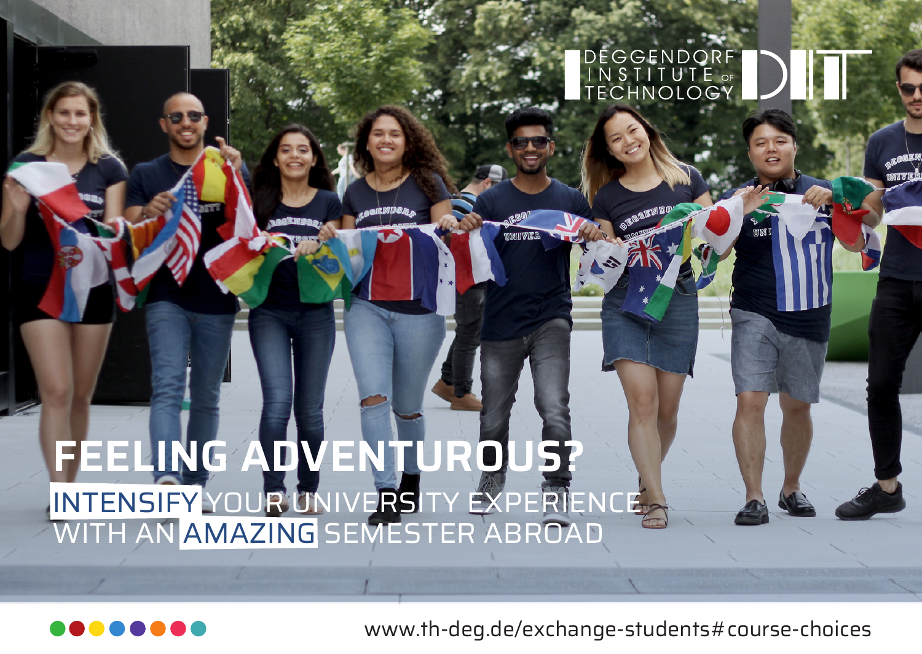DEGGENDORF INSTITUTE OF TECHNOLOGY

# FEELING ADVENTUROUS?

INTENSIFY YOUR UNIVERSITY EXPERIENCE WITH AN AMAZING SEMESTER ABROAD

www.th-deg.de/exchange-students#course-choices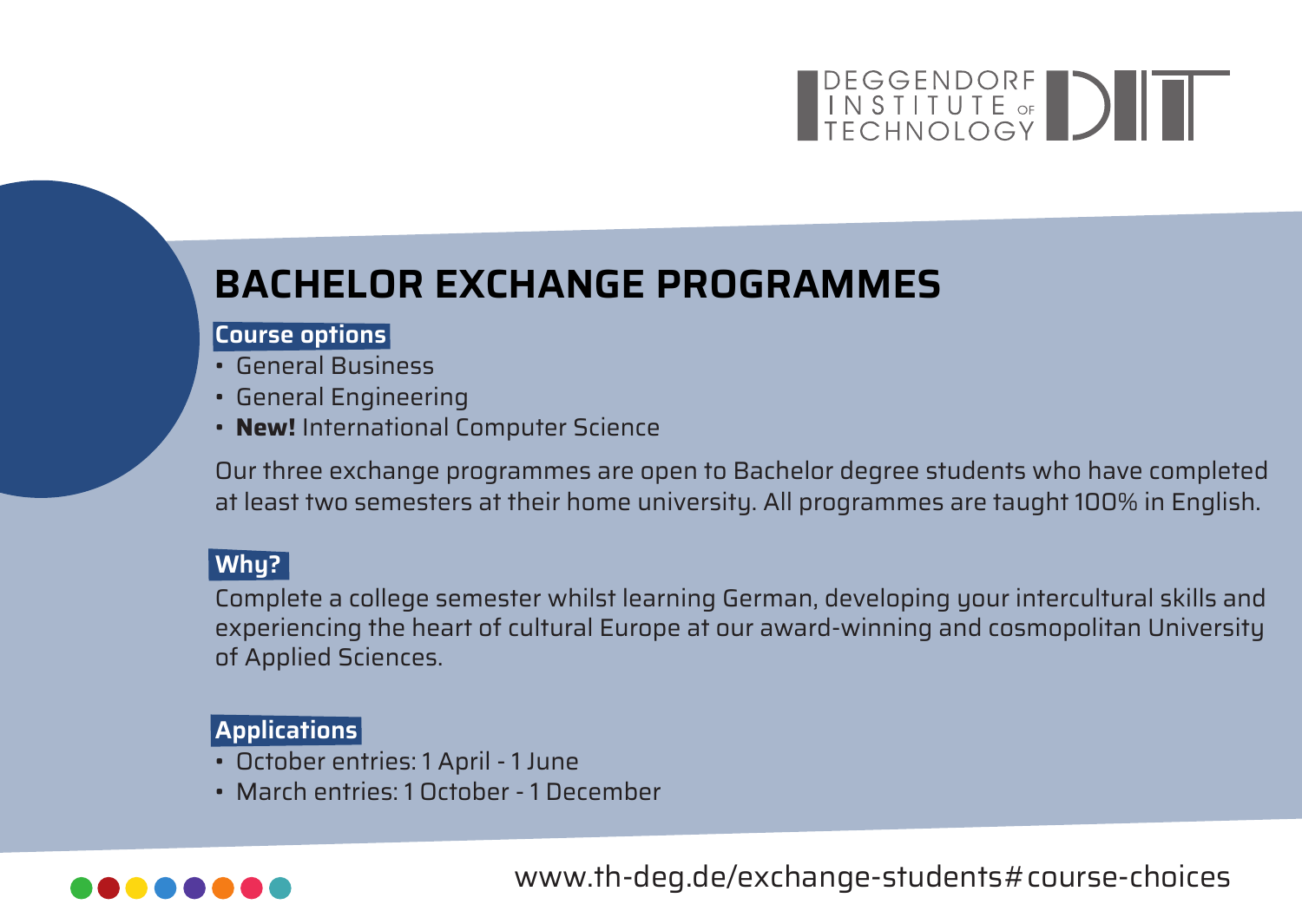DEGGENDORF INSTITUTE OF TECHNOLOGY

# BACHELOR EXCHANGE PROGRAMMES

## Course options

- General Business
- General Engineering
- **New!** International Computer Science

Our three exchange programmes are open to Bachelor degree students who have completed at least two semesters at their home university. All programmes are taught 100% in English.

## Why?

Complete a college semester whilst learning German, developing your intercultural skills and experiencing the heart of cultural Europe at our award-winning and cosmopolitan University of Applied Sciences.

## Applications

- October entries: 1 April - 1 June
- March entries: 1 October - 1 December

www.th-deg.de/exchange-students#course-choices